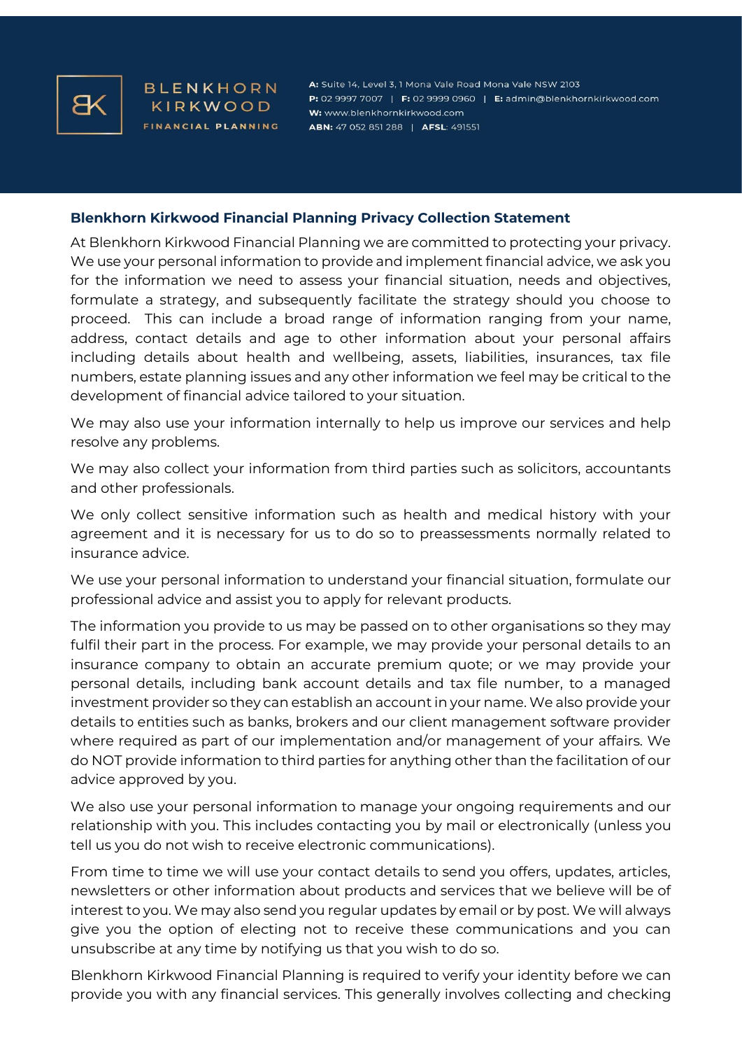BLENKHORN KIRKWOOD FINANCIAL PLANNING

**A:** Suite 14, Level 3, 1 Mona Vale Road Mona Vale NSW 2103
**P:** 02 9997 7007 | **F:** 02 9999 0960 | **E:** admin@blenkhornkirkwood.com
**W:** www.blenkhornkirkwood.com
**ABN:** 47 052 851 288 | **AFSL**: 491551

## Blenkhorn Kirkwood Financial Planning Privacy Collection Statement

At Blenkhorn Kirkwood Financial Planning we are committed to protecting your privacy. We use your personal information to provide and implement financial advice, we ask you for the information we need to assess your financial situation, needs and objectives, formulate a strategy, and subsequently facilitate the strategy should you choose to proceed. This can include a broad range of information ranging from your name, address, contact details and age to other information about your personal affairs including details about health and wellbeing, assets, liabilities, insurances, tax file numbers, estate planning issues and any other information we feel may be critical to the development of financial advice tailored to your situation.

We may also use your information internally to help us improve our services and help resolve any problems.

We may also collect your information from third parties such as solicitors, accountants and other professionals.

We only collect sensitive information such as health and medical history with your agreement and it is necessary for us to do so to preassessments normally related to insurance advice.

We use your personal information to understand your financial situation, formulate our professional advice and assist you to apply for relevant products.

The information you provide to us may be passed on to other organisations so they may fulfil their part in the process. For example, we may provide your personal details to an insurance company to obtain an accurate premium quote; or we may provide your personal details, including bank account details and tax file number, to a managed investment provider so they can establish an account in your name. We also provide your details to entities such as banks, brokers and our client management software provider where required as part of our implementation and/or management of your affairs. We do NOT provide information to third parties for anything other than the facilitation of our advice approved by you.

We also use your personal information to manage your ongoing requirements and our relationship with you. This includes contacting you by mail or electronically (unless you tell us you do not wish to receive electronic communications).

From time to time we will use your contact details to send you offers, updates, articles, newsletters or other information about products and services that we believe will be of interest to you. We may also send you regular updates by email or by post. We will always give you the option of electing not to receive these communications and you can unsubscribe at any time by notifying us that you wish to do so.

Blenkhorn Kirkwood Financial Planning is required to verify your identity before we can provide you with any financial services. This generally involves collecting and checking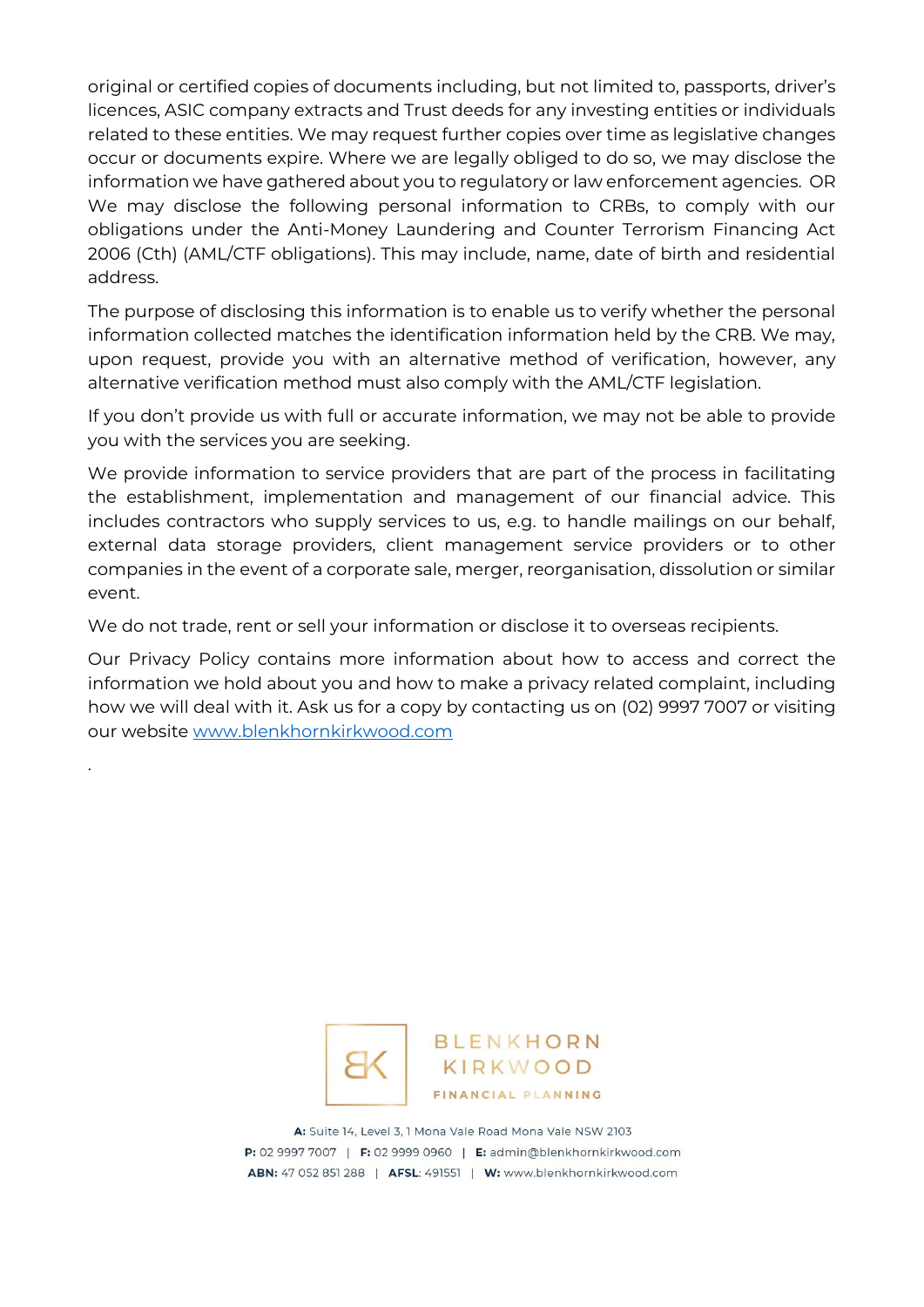original or certified copies of documents including, but not limited to, passports, driver's licences, ASIC company extracts and Trust deeds for any investing entities or individuals related to these entities. We may request further copies over time as legislative changes occur or documents expire. Where we are legally obliged to do so, we may disclose the information we have gathered about you to regulatory or law enforcement agencies. OR We may disclose the following personal information to CRBs, to comply with our obligations under the Anti-Money Laundering and Counter Terrorism Financing Act 2006 (Cth) (AML/CTF obligations). This may include, name, date of birth and residential address.

The purpose of disclosing this information is to enable us to verify whether the personal information collected matches the identification information held by the CRB. We may, upon request, provide you with an alternative method of verification, however, any alternative verification method must also comply with the AML/CTF legislation.

If you don't provide us with full or accurate information, we may not be able to provide you with the services you are seeking.

We provide information to service providers that are part of the process in facilitating the establishment, implementation and management of our financial advice. This includes contractors who supply services to us, e.g. to handle mailings on our behalf, external data storage providers, client management service providers or to other companies in the event of a corporate sale, merger, reorganisation, dissolution or similar event.

We do not trade, rent or sell your information or disclose it to overseas recipients.

Our Privacy Policy contains more information about how to access and correct the information we hold about you and how to make a privacy related complaint, including how we will deal with it. Ask us for a copy by contacting us on (02) 9997 7007 or visiting our website www.blenkhornkirkwood.com

.

BLENKHORN KIRKWOOD FINANCIAL PLANNING

**A:** Suite 14, Level 3, 1 Mona Vale Road Mona Vale NSW 2103
**P:** 02 9997 7007 | **F:** 02 9999 0960 | **E:** admin@blenkhornkirkwood.com
**ABN:** 47 052 851 288 | **AFSL:** 491551 | **W:** www.blenkhornkirkwood.com